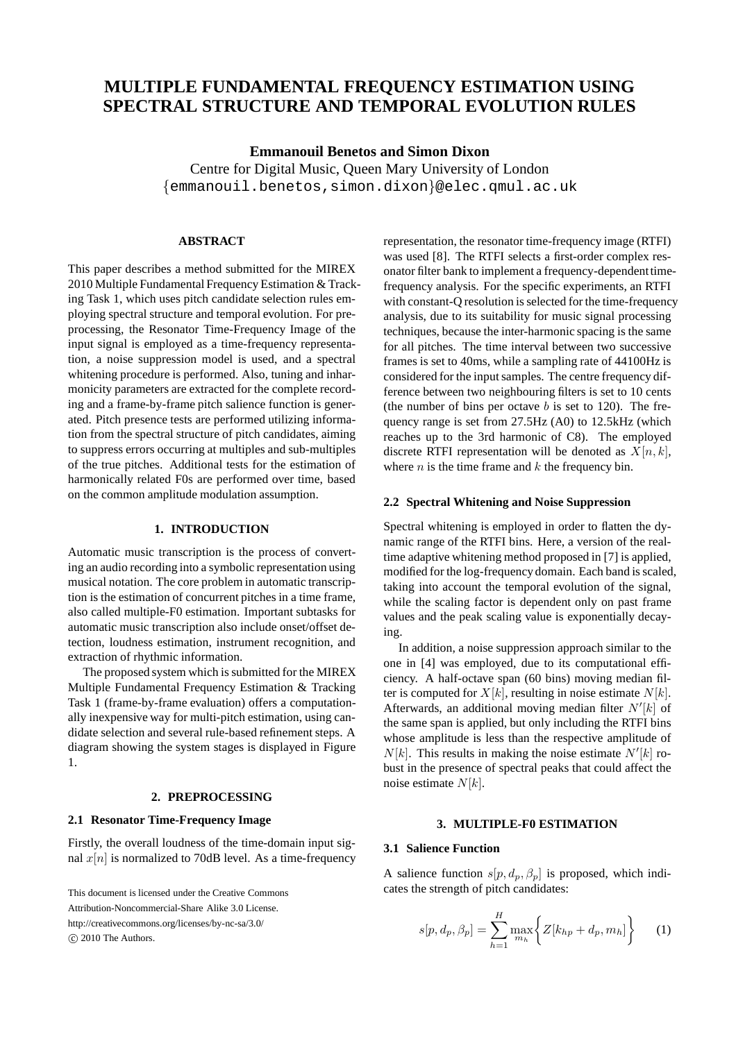# MULTIPLE FUNDAMENTAL FREQUENCY ESTIMATION USING SPECTRAL STRUCTURE AND TEMPORAL EVOLUTION RULES

**Emmanouil Benetos and Simon Dixon**

Centre for Digital Music, Queen Mary University of London

{emmanouil.benetos,simon.dixon}@elec.qmul.ac.uk

### ABSTRACT

This paper describes a method submitted for the MIREX 2010 Multiple Fundamental Frequency Estimation & Tracking Task 1, which uses pitch candidate selection rules employing spectral structure and temporal evolution. For preprocessing, the Resonator Time-Frequency Image of the input signal is employed as a time-frequency representation, a noise suppression model is used, and a spectral whitening procedure is performed. Also, tuning and inharmonicity parameters are extracted for the complete recording and a frame-by-frame pitch salience function is generated. Pitch presence tests are performed utilizing information from the spectral structure of pitch candidates, aiming to suppress errors occurring at multiples and sub-multiples of the true pitches. Additional tests for the estimation of harmonically related F0s are performed over time, based on the common amplitude modulation assumption.

## 1. INTRODUCTION

Automatic music transcription is the process of converting an audio recording into a symbolic representation using musical notation. The core problem in automatic transcription is the estimation of concurrent pitches in a time frame, also called multiple-F0 estimation. Important subtasks for automatic music transcription also include onset/offset detection, loudness estimation, instrument recognition, and extraction of rhythmic information.

The proposed system which is submitted for the MIREX Multiple Fundamental Frequency Estimation & Tracking Task 1 (frame-by-frame evaluation) offers a computationally inexpensive way for multi-pitch estimation, using candidate selection and several rule-based refinement steps. A diagram showing the system stages is displayed in Figure 1.

## 2. PREPROCESSING

### 2.1 Resonator Time-Frequency Image

Firstly, the overall loudness of the time-domain input signal $x[n]$ is normalized to 70dB level. As a time-frequency representation, the resonator time-frequency image (RTFI) was used [8]. The RTFI selects a first-order complex resonator filter bank to implement a frequency-dependent time-frequency analysis. For the specific experiments, an RTFI with constant-Q resolution is selected for the time-frequency analysis, due to its suitability for music signal processing techniques, because the inter-harmonic spacing is the same for all pitches. The time interval between two successive frames is set to 40ms, while a sampling rate of 44100Hz is considered for the input samples. The centre frequency difference between two neighbouring filters is set to 10 cents (the number of bins per octave $b$ is set to 120). The frequency range is set from 27.5Hz (A0) to 12.5kHz (which reaches up to the 3rd harmonic of C8). The employed discrete RTFI representation will be denoted as $X[n, k]$, where $n$ is the time frame and $k$ the frequency bin.

### 2.2 Spectral Whitening and Noise Suppression

Spectral whitening is employed in order to flatten the dynamic range of the RTFI bins. Here, a version of the real-time adaptive whitening method proposed in [7] is applied, modified for the log-frequency domain. Each band is scaled, taking into account the temporal evolution of the signal, while the scaling factor is dependent only on past frame values and the peak scaling value is exponentially decaying.

In addition, a noise suppression approach similar to the one in [4] was employed, due to its computational efficiency. A half-octave span (60 bins) moving median filter is computed for $X[k]$, resulting in noise estimate $N[k]$. Afterwards, an additional moving median filter $N'[k]$ of the same span is applied, but only including the RTFI bins whose amplitude is less than the respective amplitude of $N[k]$. This results in making the noise estimate $N'[k]$ robust in the presence of spectral peaks that could affect the noise estimate $N[k]$.

## 3. MULTIPLE-F0 ESTIMATION

### 3.1 Salience Function

A salience function $s[p, d_p, \beta_p]$ is proposed, which indicates the strength of pitch candidates:

$$s[p, d_p, \beta_p] = \sum_{h=1}^{H} \max_{m_h} \bigg\{ Z[k_{hp} + d_p, m_h] \bigg\} \qquad (1)$$

This document is licensed under the Creative Commons Attribution-Noncommercial-Share Alike 3.0 License. http://creativecommons.org/licenses/by-nc-sa/3.0/ © 2010 The Authors.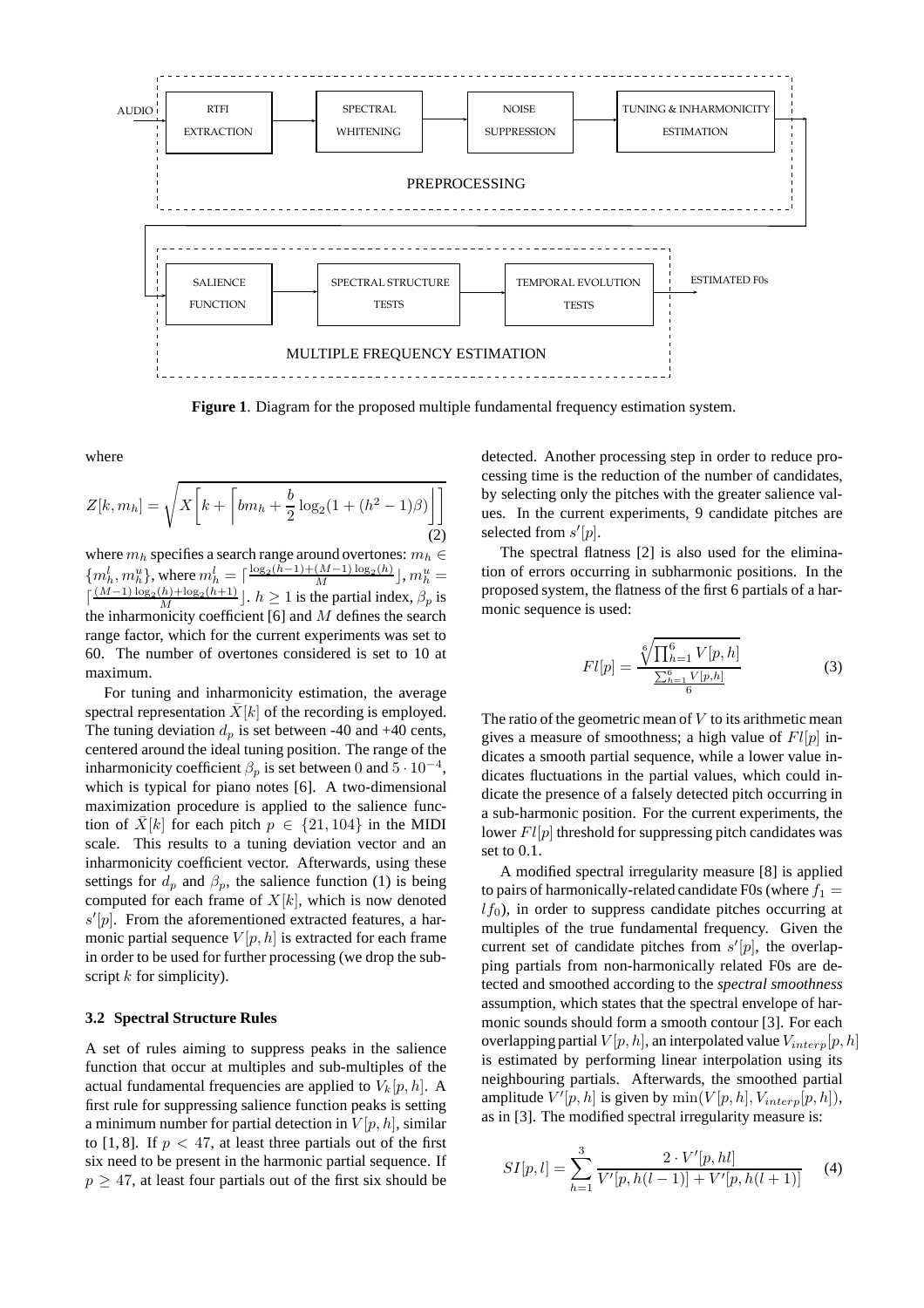**Figure 1**. Diagram for the proposed multiple fundamental frequency estimation system.

where

$$Z[k, m_h] = \sqrt{X\left[k + \left\lceil bm_h + \frac{b}{2}\log_2(1 + (h^2 - 1)\beta)\right\rfloor\right]} \tag{2}$$

where $m_h$ specifies a search range around overtones: $m_h \in \{m_h^l, m_h^u\}$, where $m_h^l = \lceil \frac{\log_2(h-1)+(M-1)\log_2(h)}{M} \rfloor$, $m_h^u = \lceil \frac{(M-1)\log_2(h)+\log_2(h+1)}{M} \rfloor$. $h \geq 1$ is the partial index, $\beta_p$ is the inharmonicity coefficient [6] and $M$ defines the search range factor, which for the current experiments was set to 60. The number of overtones considered is set to 10 at maximum.

For tuning and inharmonicity estimation, the average spectral representation $\bar{X}[k]$ of the recording is employed. The tuning deviation $d_p$ is set between -40 and +40 cents, centered around the ideal tuning position. The range of the inharmonicity coefficient $\beta_p$ is set between 0 and $5 \cdot 10^{-4}$, which is typical for piano notes [6]. A two-dimensional maximization procedure is applied to the salience function of $\bar{X}[k]$ for each pitch $p \in \{21, 104\}$ in the MIDI scale. This results to a tuning deviation vector and an inharmonicity coefficient vector. Afterwards, using these settings for $d_p$ and $\beta_p$, the salience function (1) is being computed for each frame of $X[k]$, which is now denoted $s'[p]$. From the aforementioned extracted features, a harmonic partial sequence $V[p, h]$ is extracted for each frame in order to be used for further processing (we drop the subscript $k$ for simplicity).

### 3.2 Spectral Structure Rules

A set of rules aiming to suppress peaks in the salience function that occur at multiples and sub-multiples of the actual fundamental frequencies are applied to $V_k[p, h]$. A first rule for suppressing salience function peaks is setting a minimum number for partial detection in $V[p, h]$, similar to [1, 8]. If $p < 47$, at least three partials out of the first six need to be present in the harmonic partial sequence. If $p \geq 47$, at least four partials out of the first six should be detected. Another processing step in order to reduce processing time is the reduction of the number of candidates, by selecting only the pitches with the greater salience values. In the current experiments, 9 candidate pitches are selected from $s'[p]$.

The spectral flatness [2] is also used for the elimination of errors occurring in subharmonic positions. In the proposed system, the flatness of the first 6 partials of a harmonic sequence is used:

$$Fl[p] = \frac{\sqrt[6]{\prod_{h=1}^{6} V[p, h]}}{\frac{\sum_{h=1}^{6} V[p,h]}{6}} \tag{3}$$

The ratio of the geometric mean of $V$ to its arithmetic mean gives a measure of smoothness; a high value of $Fl[p]$ indicates a smooth partial sequence, while a lower value indicates fluctuations in the partial values, which could indicate the presence of a falsely detected pitch occurring in a sub-harmonic position. For the current experiments, the lower $Fl[p]$ threshold for suppressing pitch candidates was set to 0.1.

A modified spectral irregularity measure [8] is applied to pairs of harmonically-related candidate F0s (where $f_1 = lf_0$), in order to suppress candidate pitches occurring at multiples of the true fundamental frequency. Given the current set of candidate pitches from $s'[p]$, the overlapping partials from non-harmonically related F0s are detected and smoothed according to the *spectral smoothness* assumption, which states that the spectral envelope of harmonic sounds should form a smooth contour [3]. For each overlapping partial $V[p, h]$, an interpolated value $V_{interp}[p, h]$ is estimated by performing linear interpolation using its neighbouring partials. Afterwards, the smoothed partial amplitude $V'[p, h]$ is given by $\min(V[p, h], V_{interp}[p, h])$, as in [3]. The modified spectral irregularity measure is:

$$SI[p, l] = \sum_{h=1}^{3} \frac{2 \cdot V'[p, hl]}{V'[p, h(l-1)] + V'[p, h(l+1)]} \tag{4}$$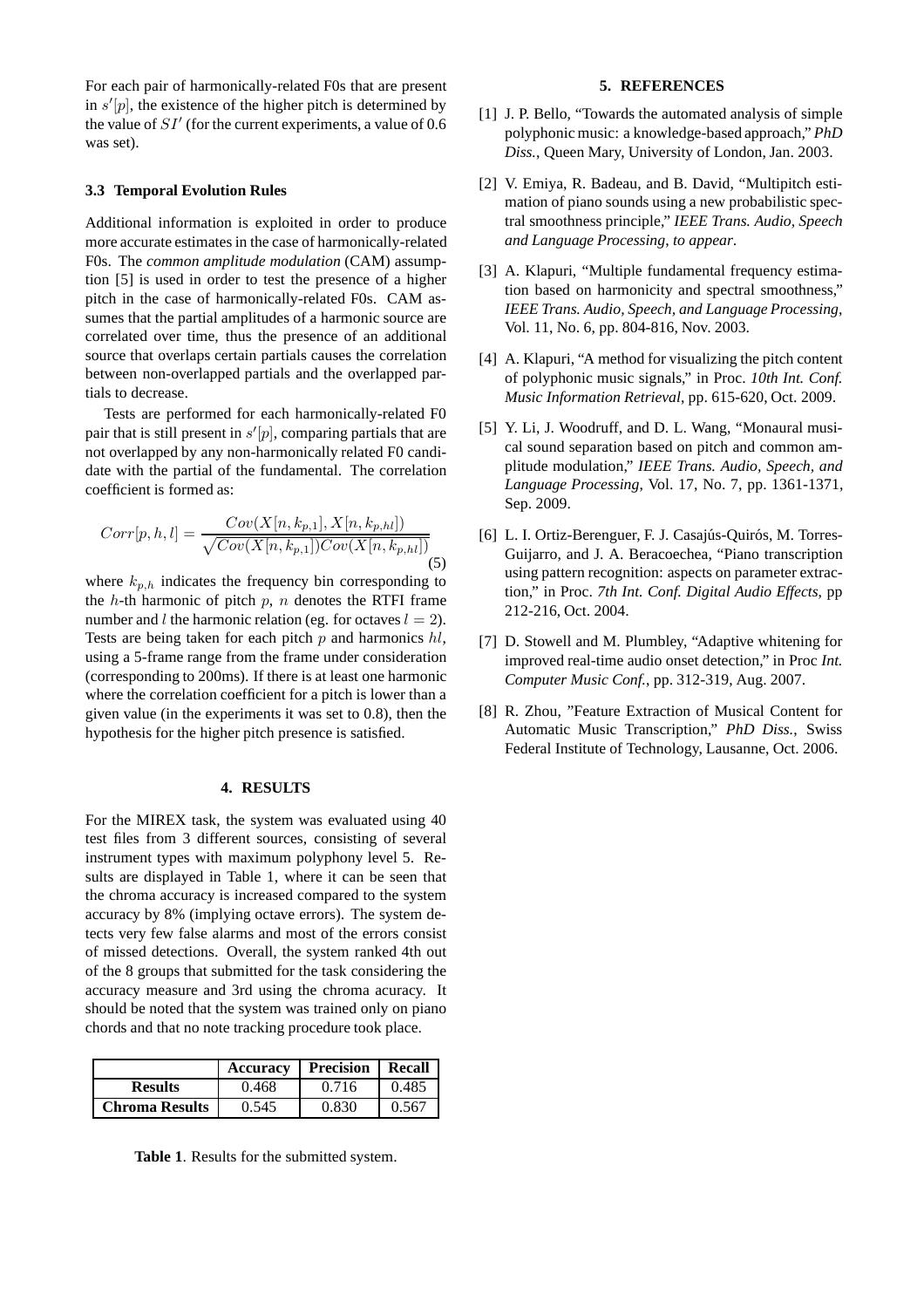For each pair of harmonically-related F0s that are present in $s'[p]$, the existence of the higher pitch is determined by the value of $SI'$ (for the current experiments, a value of 0.6 was set).

### 3.3 Temporal Evolution Rules

Additional information is exploited in order to produce more accurate estimates in the case of harmonically-related F0s. The *common amplitude modulation* (CAM) assumption [5] is used in order to test the presence of a higher pitch in the case of harmonically-related F0s. CAM assumes that the partial amplitudes of a harmonic source are correlated over time, thus the presence of an additional source that overlaps certain partials causes the correlation between non-overlapped partials and the overlapped partials to decrease.

Tests are performed for each harmonically-related F0 pair that is still present in $s'[p]$, comparing partials that are not overlapped by any non-harmonically related F0 candidate with the partial of the fundamental. The correlation coefficient is formed as:

$$Corr[p, h, l] = \frac{Cov(X[n, k_{p,1}], X[n, k_{p,hl}])}{\sqrt{Cov(X[n, k_{p,1}])Cov(X[n, k_{p,hl}])}} \quad (5)$$

where $k_{p,h}$ indicates the frequency bin corresponding to the $h$-th harmonic of pitch $p$, $n$ denotes the RTFI frame number and $l$ the harmonic relation (eg. for octaves $l = 2$). Tests are being taken for each pitch $p$ and harmonics $hl$, using a 5-frame range from the frame under consideration (corresponding to 200ms). If there is at least one harmonic where the correlation coefficient for a pitch is lower than a given value (in the experiments it was set to 0.8), then the hypothesis for the higher pitch presence is satisfied.

## 4. RESULTS

For the MIREX task, the system was evaluated using 40 test files from 3 different sources, consisting of several instrument types with maximum polyphony level 5. Results are displayed in Table 1, where it can be seen that the chroma accuracy is increased compared to the system accuracy by 8% (implying octave errors). The system detects very few false alarms and most of the errors consist of missed detections. Overall, the system ranked 4th out of the 8 groups that submitted for the task considering the accuracy measure and 3rd using the chroma acuracy. It should be noted that the system was trained only on piano chords and that no note tracking procedure took place.

| | **Accuracy** | **Precision** | **Recall** |
|---|---|---|---|
| **Results** | 0.468 | 0.716 | 0.485 |
| **Chroma Results** | 0.545 | 0.830 | 0.567 |

**Table 1**. Results for the submitted system.

## 5. REFERENCES

[1] J. P. Bello, "Towards the automated analysis of simple polyphonic music: a knowledge-based approach," *PhD Diss.*, Queen Mary, University of London, Jan. 2003.

[2] V. Emiya, R. Badeau, and B. David, "Multipitch estimation of piano sounds using a new probabilistic spectral smoothness principle," *IEEE Trans. Audio, Speech and Language Processing, to appear*.

[3] A. Klapuri, "Multiple fundamental frequency estimation based on harmonicity and spectral smoothness," *IEEE Trans. Audio, Speech, and Language Processing*, Vol. 11, No. 6, pp. 804-816, Nov. 2003.

[4] A. Klapuri, "A method for visualizing the pitch content of polyphonic music signals," in Proc. *10th Int. Conf. Music Information Retrieval*, pp. 615-620, Oct. 2009.

[5] Y. Li, J. Woodruff, and D. L. Wang, "Monaural musical sound separation based on pitch and common amplitude modulation," *IEEE Trans. Audio, Speech, and Language Processing*, Vol. 17, No. 7, pp. 1361-1371, Sep. 2009.

[6] L. I. Ortiz-Berenguer, F. J. Casajús-Quirós, M. Torres-Guijarro, and J. A. Beracoechea, "Piano transcription using pattern recognition: aspects on parameter extraction," in Proc. *7th Int. Conf. Digital Audio Effects*, pp 212-216, Oct. 2004.

[7] D. Stowell and M. Plumbley, "Adaptive whitening for improved real-time audio onset detection," in Proc *Int. Computer Music Conf.*, pp. 312-319, Aug. 2007.

[8] R. Zhou, "Feature Extraction of Musical Content for Automatic Music Transcription," *PhD Diss.*, Swiss Federal Institute of Technology, Lausanne, Oct. 2006.